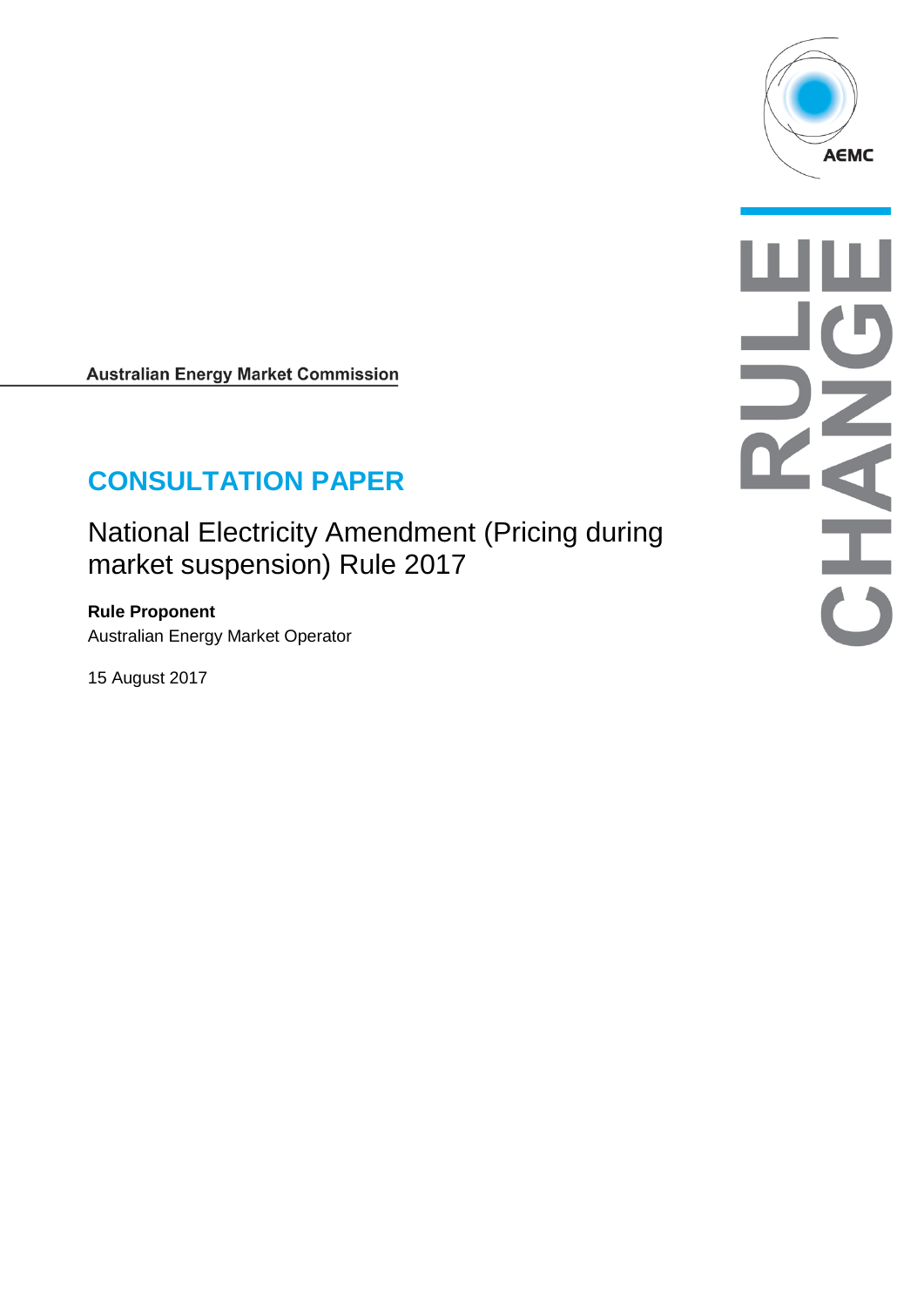AEMC

**RULE CHANGE**

Australian Energy Market Commission

# CONSULTATION PAPER

National Electricity Amendment (Pricing during market suspension) Rule 2017

**Rule Proponent**

Australian Energy Market Operator

15 August 2017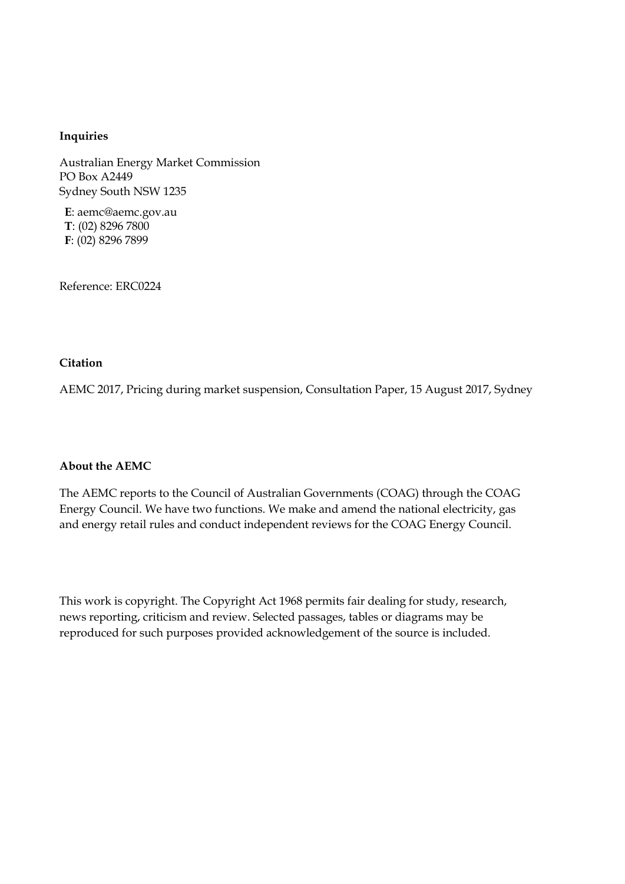**Inquiries**

Australian Energy Market Commission
PO Box A2449
Sydney South NSW 1235

**E**: aemc@aemc.gov.au
**T**: (02) 8296 7800
**F**: (02) 8296 7899

Reference: ERC0224

**Citation**

AEMC 2017, Pricing during market suspension, Consultation Paper, 15 August 2017, Sydney

**About the AEMC**

The AEMC reports to the Council of Australian Governments (COAG) through the COAG Energy Council. We have two functions. We make and amend the national electricity, gas and energy retail rules and conduct independent reviews for the COAG Energy Council.

This work is copyright. The Copyright Act 1968 permits fair dealing for study, research, news reporting, criticism and review. Selected passages, tables or diagrams may be reproduced for such purposes provided acknowledgement of the source is included.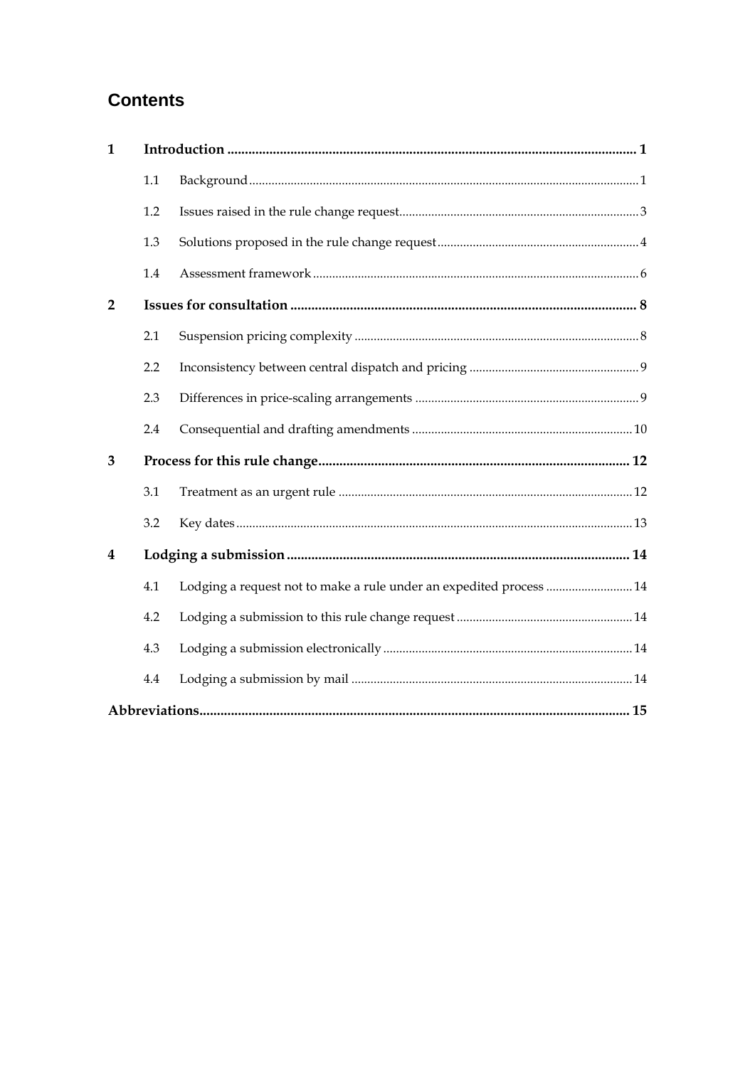## Contents

| | | | |
|---|---|---|---|
| **1** | **Introduction** | | **1** |
| | 1.1 | Background | 1 |
| | 1.2 | Issues raised in the rule change request | 3 |
| | 1.3 | Solutions proposed in the rule change request | 4 |
| | 1.4 | Assessment framework | 6 |
| **2** | **Issues for consultation** | | **8** |
| | 2.1 | Suspension pricing complexity | 8 |
| | 2.2 | Inconsistency between central dispatch and pricing | 9 |
| | 2.3 | Differences in price-scaling arrangements | 9 |
| | 2.4 | Consequential and drafting amendments | 10 |
| **3** | **Process for this rule change** | | **12** |
| | 3.1 | Treatment as an urgent rule | 12 |
| | 3.2 | Key dates | 13 |
| **4** | **Lodging a submission** | | **14** |
| | 4.1 | Lodging a request not to make a rule under an expedited process | 14 |
| | 4.2 | Lodging a submission to this rule change request | 14 |
| | 4.3 | Lodging a submission electronically | 14 |
| | 4.4 | Lodging a submission by mail | 14 |
| **Abbreviations** | | | **15** |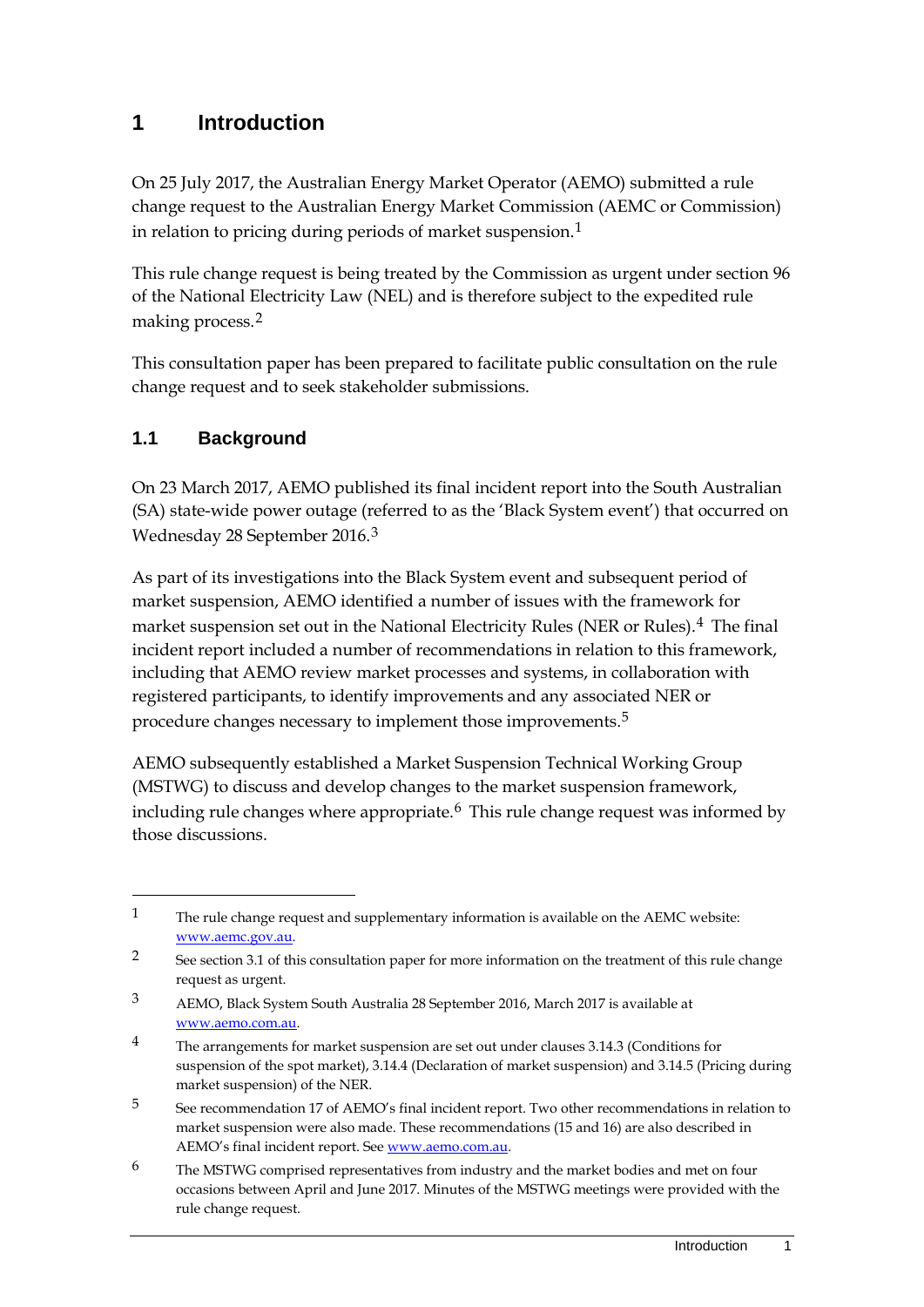# 1 Introduction

On 25 July 2017, the Australian Energy Market Operator (AEMO) submitted a rule change request to the Australian Energy Market Commission (AEMC or Commission) in relation to pricing during periods of market suspension.[1]

This rule change request is being treated by the Commission as urgent under section 96 of the National Electricity Law (NEL) and is therefore subject to the expedited rule making process.[2]

This consultation paper has been prepared to facilitate public consultation on the rule change request and to seek stakeholder submissions.

## 1.1 Background

On 23 March 2017, AEMO published its final incident report into the South Australian (SA) state-wide power outage (referred to as the 'Black System event') that occurred on Wednesday 28 September 2016.[3]

As part of its investigations into the Black System event and subsequent period of market suspension, AEMO identified a number of issues with the framework for market suspension set out in the National Electricity Rules (NER or Rules).[4] The final incident report included a number of recommendations in relation to this framework, including that AEMO review market processes and systems, in collaboration with registered participants, to identify improvements and any associated NER or procedure changes necessary to implement those improvements.[5]

AEMO subsequently established a Market Suspension Technical Working Group (MSTWG) to discuss and develop changes to the market suspension framework, including rule changes where appropriate.[6] This rule change request was informed by those discussions.

---

1 The rule change request and supplementary information is available on the AEMC website: www.aemc.gov.au.

2 See section 3.1 of this consultation paper for more information on the treatment of this rule change request as urgent.

3 AEMO, Black System South Australia 28 September 2016, March 2017 is available at www.aemo.com.au.

4 The arrangements for market suspension are set out under clauses 3.14.3 (Conditions for suspension of the spot market), 3.14.4 (Declaration of market suspension) and 3.14.5 (Pricing during market suspension) of the NER.

5 See recommendation 17 of AEMO's final incident report. Two other recommendations in relation to market suspension were also made. These recommendations (15 and 16) are also described in AEMO's final incident report. See www.aemo.com.au.

6 The MSTWG comprised representatives from industry and the market bodies and met on four occasions between April and June 2017. Minutes of the MSTWG meetings were provided with the rule change request.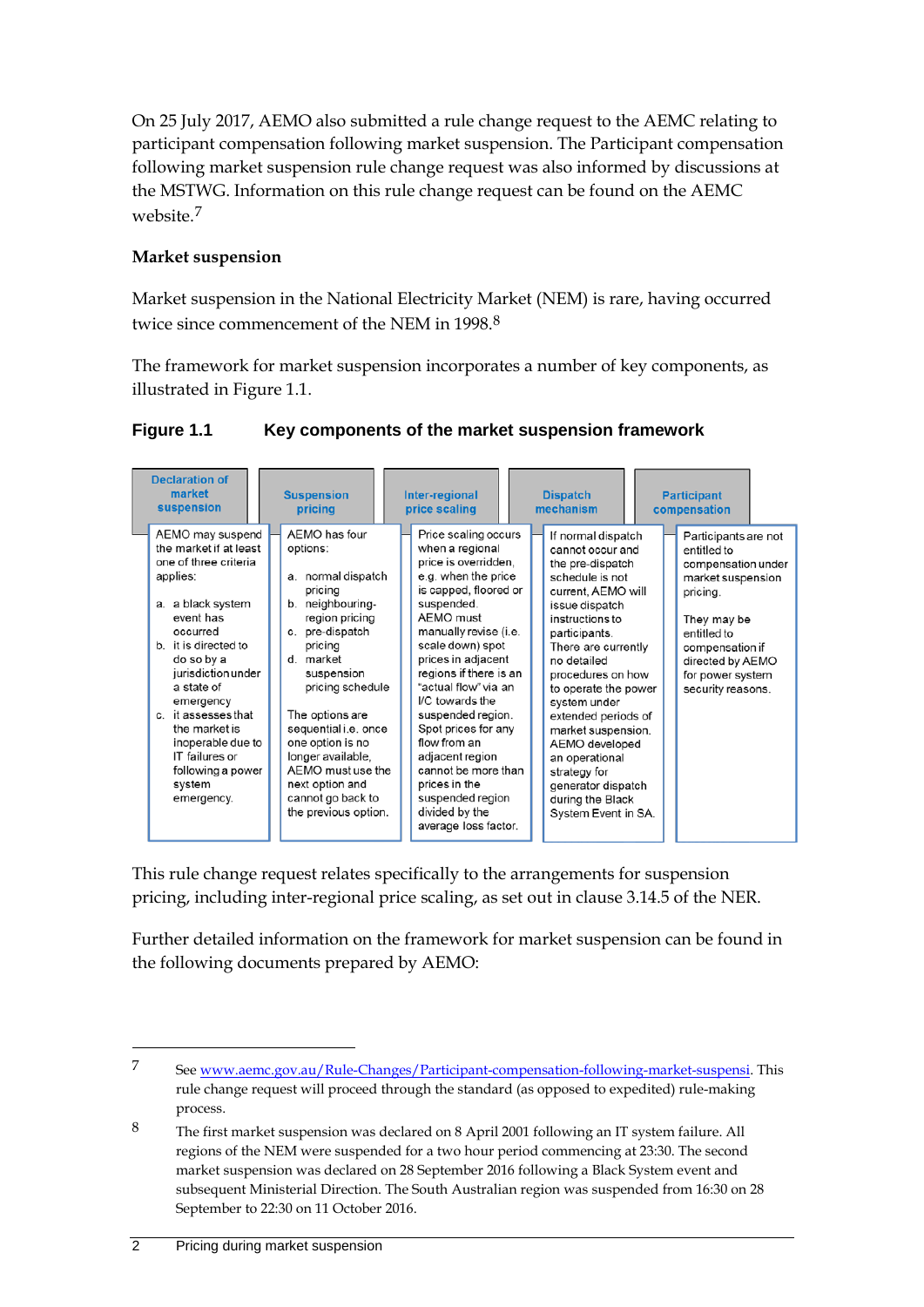On 25 July 2017, AEMO also submitted a rule change request to the AEMC relating to participant compensation following market suspension. The Participant compensation following market suspension rule change request was also informed by discussions at the MSTWG. Information on this rule change request can be found on the AEMC website.[7]

### Market suspension

Market suspension in the National Electricity Market (NEM) is rare, having occurred twice since commencement of the NEM in 1998.[8]

The framework for market suspension incorporates a number of key components, as illustrated in Figure 1.1.

**Figure 1.1 Key components of the market suspension framework**

| Declaration of market suspension | Suspension pricing | Inter-regional price scaling | Dispatch mechanism | Participant compensation |
|---|---|---|---|---|
| AEMO may suspend the market if at least one of three criteria applies:<br><br>a. a black system event has occurred<br>b. it is directed to do so by a jurisdiction under a state of emergency<br>c. it assesses that the market is inoperable due to IT failures or following a power system emergency. | AEMO has four options:<br><br>a. normal dispatch pricing<br>b. neighbouring-region pricing<br>c. pre-dispatch pricing<br>d. market suspension pricing schedule<br><br>The options are sequential i.e. once one option is no longer available, AEMO must use the next option and cannot go back to the previous option. | Price scaling occurs when a regional price is overridden, e.g. when the price is capped, floored or suspended. AEMO must manually revise (i.e. scale down) spot prices in adjacent regions if there is an "actual flow" via an I/C towards the suspended region. Spot prices for any flow from an adjacent region cannot be more than prices in the suspended region divided by the average loss factor. | If normal dispatch cannot occur and the pre-dispatch schedule is not current, AEMO will issue dispatch instructions to participants. There are currently no detailed procedures on how to operate the power system under extended periods of market suspension. AEMO developed an operational strategy for generator dispatch during the Black System Event in SA. | Participants are not entitled to compensation under market suspension pricing.<br><br>They may be entitled to compensation if directed by AEMO for power system security reasons. |

This rule change request relates specifically to the arrangements for suspension pricing, including inter-regional price scaling, as set out in clause 3.14.5 of the NER.

Further detailed information on the framework for market suspension can be found in the following documents prepared by AEMO:

---

7 See www.aemc.gov.au/Rule-Changes/Participant-compensation-following-market-suspensi. This rule change request will proceed through the standard (as opposed to expedited) rule-making process.

8 The first market suspension was declared on 8 April 2001 following an IT system failure. All regions of the NEM were suspended for a two hour period commencing at 23:30. The second market suspension was declared on 28 September 2016 following a Black System event and subsequent Ministerial Direction. The South Australian region was suspended from 16:30 on 28 September to 22:30 on 11 October 2016.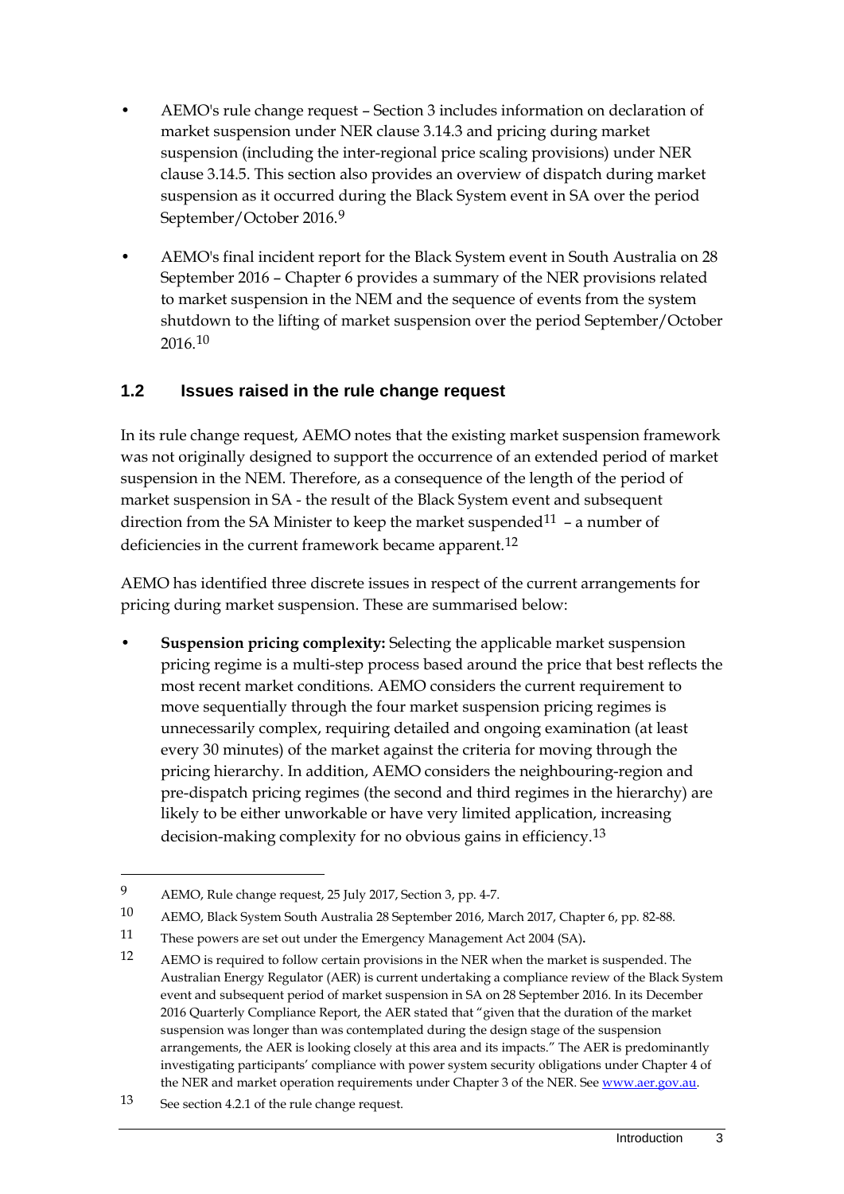- AEMO's rule change request – Section 3 includes information on declaration of market suspension under NER clause 3.14.3 and pricing during market suspension (including the inter-regional price scaling provisions) under NER clause 3.14.5. This section also provides an overview of dispatch during market suspension as it occurred during the Black System event in SA over the period September/October 2016.[9]
- AEMO's final incident report for the Black System event in South Australia on 28 September 2016 – Chapter 6 provides a summary of the NER provisions related to market suspension in the NEM and the sequence of events from the system shutdown to the lifting of market suspension over the period September/October 2016.[10]

## 1.2 Issues raised in the rule change request

In its rule change request, AEMO notes that the existing market suspension framework was not originally designed to support the occurrence of an extended period of market suspension in the NEM. Therefore, as a consequence of the length of the period of market suspension in SA - the result of the Black System event and subsequent direction from the SA Minister to keep the market suspended[11] – a number of deficiencies in the current framework became apparent.[12]

AEMO has identified three discrete issues in respect of the current arrangements for pricing during market suspension. These are summarised below:

- **Suspension pricing complexity:** Selecting the applicable market suspension pricing regime is a multi-step process based around the price that best reflects the most recent market conditions. AEMO considers the current requirement to move sequentially through the four market suspension pricing regimes is unnecessarily complex, requiring detailed and ongoing examination (at least every 30 minutes) of the market against the criteria for moving through the pricing hierarchy. In addition, AEMO considers the neighbouring-region and pre-dispatch pricing regimes (the second and third regimes in the hierarchy) are likely to be either unworkable or have very limited application, increasing decision-making complexity for no obvious gains in efficiency.[13]

---

9 AEMO, Rule change request, 25 July 2017, Section 3, pp. 4-7.

10 AEMO, Black System South Australia 28 September 2016, March 2017, Chapter 6, pp. 82-88.

11 These powers are set out under the Emergency Management Act 2004 (SA).

12 AEMO is required to follow certain provisions in the NER when the market is suspended. The Australian Energy Regulator (AER) is current undertaking a compliance review of the Black System event and subsequent period of market suspension in SA on 28 September 2016. In its December 2016 Quarterly Compliance Report, the AER stated that "given that the duration of the market suspension was longer than was contemplated during the design stage of the suspension arrangements, the AER is looking closely at this area and its impacts." The AER is predominantly investigating participants' compliance with power system security obligations under Chapter 4 of the NER and market operation requirements under Chapter 3 of the NER. See www.aer.gov.au.

13 See section 4.2.1 of the rule change request.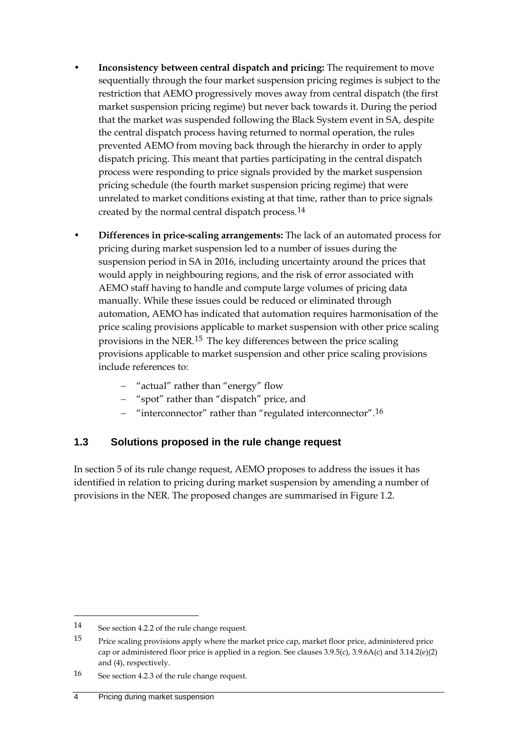- **Inconsistency between central dispatch and pricing:** The requirement to move sequentially through the four market suspension pricing regimes is subject to the restriction that AEMO progressively moves away from central dispatch (the first market suspension pricing regime) but never back towards it. During the period that the market was suspended following the Black System event in SA, despite the central dispatch process having returned to normal operation, the rules prevented AEMO from moving back through the hierarchy in order to apply dispatch pricing. This meant that parties participating in the central dispatch process were responding to price signals provided by the market suspension pricing schedule (the fourth market suspension pricing regime) that were unrelated to market conditions existing at that time, rather than to price signals created by the normal central dispatch process.[14]
- **Differences in price-scaling arrangements:** The lack of an automated process for pricing during market suspension led to a number of issues during the suspension period in SA in 2016, including uncertainty around the prices that would apply in neighbouring regions, and the risk of error associated with AEMO staff having to handle and compute large volumes of pricing data manually. While these issues could be reduced or eliminated through automation, AEMO has indicated that automation requires harmonisation of the price scaling provisions applicable to market suspension with other price scaling provisions in the NER.[15] The key differences between the price scaling provisions applicable to market suspension and other price scaling provisions include references to:
  - "actual" rather than "energy" flow
  - "spot" rather than "dispatch" price, and
  - "interconnector" rather than "regulated interconnector".[16]

## 1.3 Solutions proposed in the rule change request

In section 5 of its rule change request, AEMO proposes to address the issues it has identified in relation to pricing during market suspension by amending a number of provisions in the NER. The proposed changes are summarised in Figure 1.2.

---

14 See section 4.2.2 of the rule change request.

15 Price scaling provisions apply where the market price cap, market floor price, administered price cap or administered floor price is applied in a region. See clauses 3.9.5(c), 3.9.6A(c) and 3.14.2(e)(2) and (4), respectively.

16 See section 4.2.3 of the rule change request.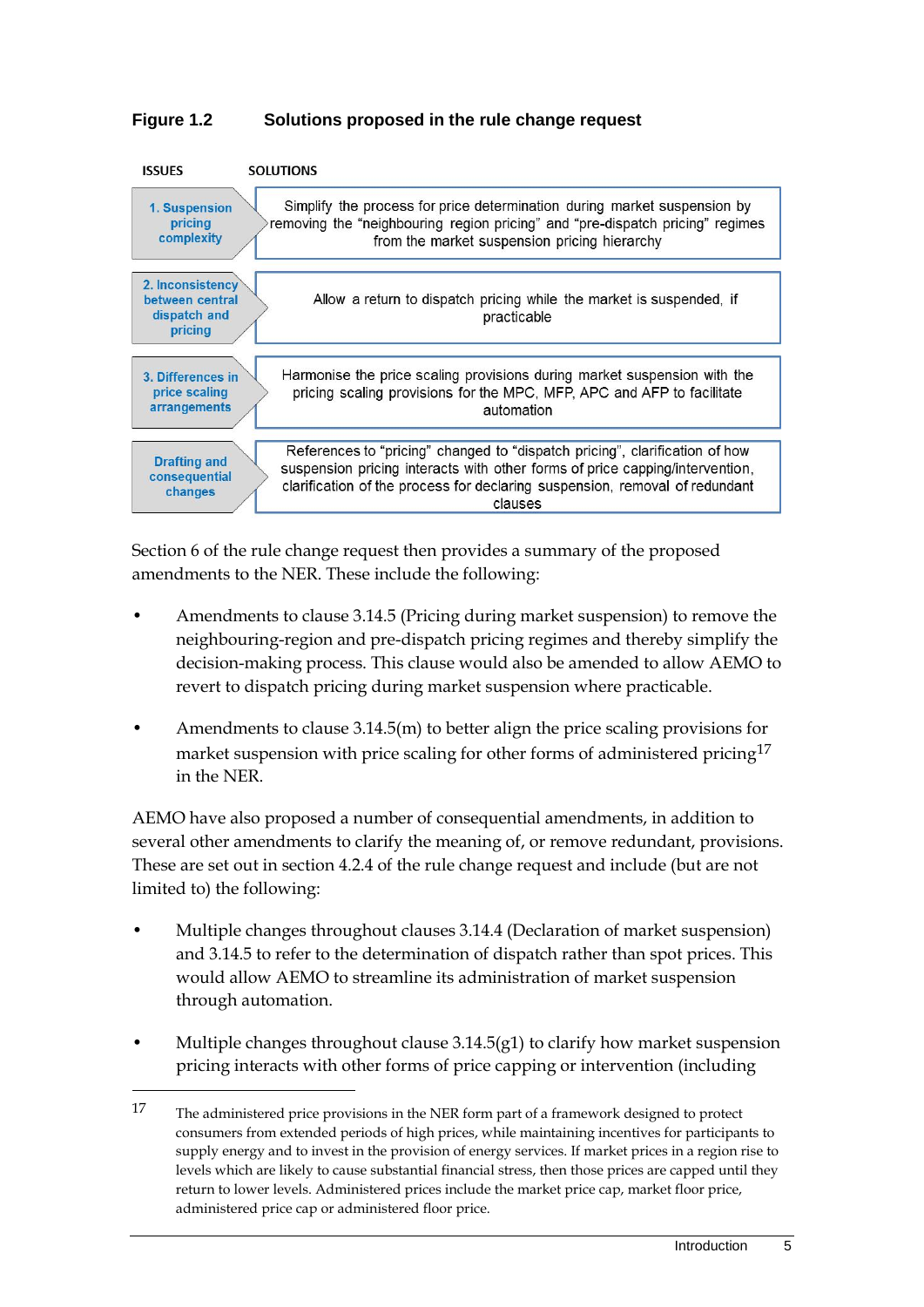**Figure 1.2 Solutions proposed in the rule change request**

| ISSUES | SOLUTIONS |
| --- | --- |
| 1. Suspension pricing complexity | Simplify the process for price determination during market suspension by removing the "neighbouring region pricing" and "pre-dispatch pricing" regimes from the market suspension pricing hierarchy |
| 2. Inconsistency between central dispatch and pricing | Allow a return to dispatch pricing while the market is suspended, if practicable |
| 3. Differences in price scaling arrangements | Harmonise the price scaling provisions during market suspension with the pricing scaling provisions for the MPC, MFP, APC and AFP to facilitate automation |
| Drafting and consequential changes | References to "pricing" changed to "dispatch pricing", clarification of how suspension pricing interacts with other forms of price capping/intervention, clarification of the process for declaring suspension, removal of redundant clauses |

Section 6 of the rule change request then provides a summary of the proposed amendments to the NER. These include the following:

- Amendments to clause 3.14.5 (Pricing during market suspension) to remove the neighbouring-region and pre-dispatch pricing regimes and thereby simplify the decision-making process. This clause would also be amended to allow AEMO to revert to dispatch pricing during market suspension where practicable.
- Amendments to clause 3.14.5(m) to better align the price scaling provisions for market suspension with price scaling for other forms of administered pricing[17] in the NER.

AEMO have also proposed a number of consequential amendments, in addition to several other amendments to clarify the meaning of, or remove redundant, provisions. These are set out in section 4.2.4 of the rule change request and include (but are not limited to) the following:

- Multiple changes throughout clauses 3.14.4 (Declaration of market suspension) and 3.14.5 to refer to the determination of dispatch rather than spot prices. This would allow AEMO to streamline its administration of market suspension through automation.
- Multiple changes throughout clause 3.14.5(g1) to clarify how market suspension pricing interacts with other forms of price capping or intervention (including

---

17 The administered price provisions in the NER form part of a framework designed to protect consumers from extended periods of high prices, while maintaining incentives for participants to supply energy and to invest in the provision of energy services. If market prices in a region rise to levels which are likely to cause substantial financial stress, then those prices are capped until they return to lower levels. Administered prices include the market price cap, market floor price, administered price cap or administered floor price.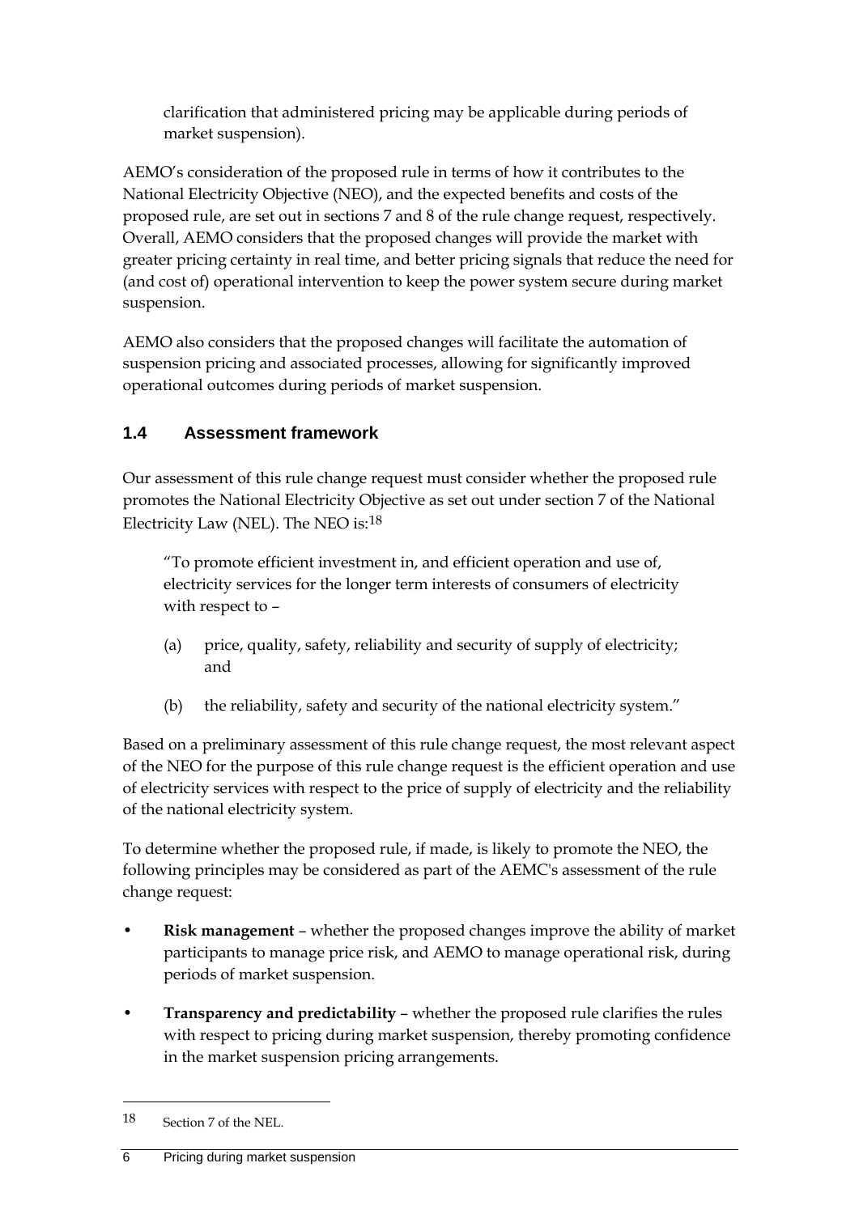clarification that administered pricing may be applicable during periods of market suspension).

AEMO's consideration of the proposed rule in terms of how it contributes to the National Electricity Objective (NEO), and the expected benefits and costs of the proposed rule, are set out in sections 7 and 8 of the rule change request, respectively. Overall, AEMO considers that the proposed changes will provide the market with greater pricing certainty in real time, and better pricing signals that reduce the need for (and cost of) operational intervention to keep the power system secure during market suspension.

AEMO also considers that the proposed changes will facilitate the automation of suspension pricing and associated processes, allowing for significantly improved operational outcomes during periods of market suspension.

## 1.4 Assessment framework

Our assessment of this rule change request must consider whether the proposed rule promotes the National Electricity Objective as set out under section 7 of the National Electricity Law (NEL). The NEO is:[18]

> "To promote efficient investment in, and efficient operation and use of, electricity services for the longer term interests of consumers of electricity with respect to –
>
> (a) price, quality, safety, reliability and security of supply of electricity; and
>
> (b) the reliability, safety and security of the national electricity system."

Based on a preliminary assessment of this rule change request, the most relevant aspect of the NEO for the purpose of this rule change request is the efficient operation and use of electricity services with respect to the price of supply of electricity and the reliability of the national electricity system.

To determine whether the proposed rule, if made, is likely to promote the NEO, the following principles may be considered as part of the AEMC's assessment of the rule change request:

- **Risk management** – whether the proposed changes improve the ability of market participants to manage price risk, and AEMO to manage operational risk, during periods of market suspension.
- **Transparency and predictability** – whether the proposed rule clarifies the rules with respect to pricing during market suspension, thereby promoting confidence in the market suspension pricing arrangements.

---

[18] Section 7 of the NEL.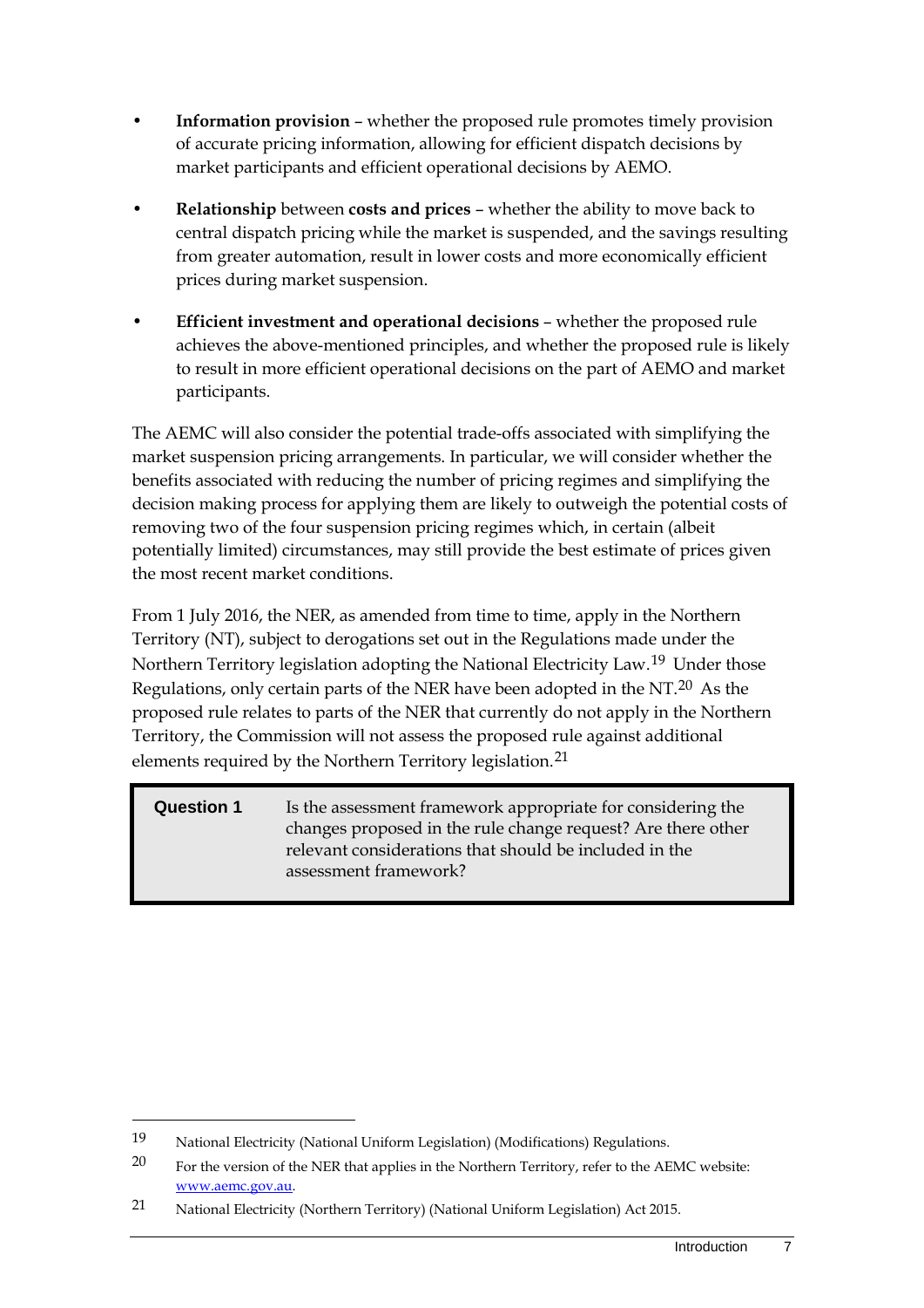- **Information provision** – whether the proposed rule promotes timely provision of accurate pricing information, allowing for efficient dispatch decisions by market participants and efficient operational decisions by AEMO.
- **Relationship** between **costs and prices** – whether the ability to move back to central dispatch pricing while the market is suspended, and the savings resulting from greater automation, result in lower costs and more economically efficient prices during market suspension.
- **Efficient investment and operational decisions** – whether the proposed rule achieves the above-mentioned principles, and whether the proposed rule is likely to result in more efficient operational decisions on the part of AEMO and market participants.

The AEMC will also consider the potential trade-offs associated with simplifying the market suspension pricing arrangements. In particular, we will consider whether the benefits associated with reducing the number of pricing regimes and simplifying the decision making process for applying them are likely to outweigh the potential costs of removing two of the four suspension pricing regimes which, in certain (albeit potentially limited) circumstances, may still provide the best estimate of prices given the most recent market conditions.

From 1 July 2016, the NER, as amended from time to time, apply in the Northern Territory (NT), subject to derogations set out in the Regulations made under the Northern Territory legislation adopting the National Electricity Law.[19] Under those Regulations, only certain parts of the NER have been adopted in the NT.[20] As the proposed rule relates to parts of the NER that currently do not apply in the Northern Territory, the Commission will not assess the proposed rule against additional elements required by the Northern Territory legislation.[21]

| **Question 1** | Is the assessment framework appropriate for considering the changes proposed in the rule change request? Are there other relevant considerations that should be included in the assessment framework? |
|---|---|

---

19 National Electricity (National Uniform Legislation) (Modifications) Regulations.

20 For the version of the NER that applies in the Northern Territory, refer to the AEMC website: www.aemc.gov.au.

21 National Electricity (Northern Territory) (National Uniform Legislation) Act 2015.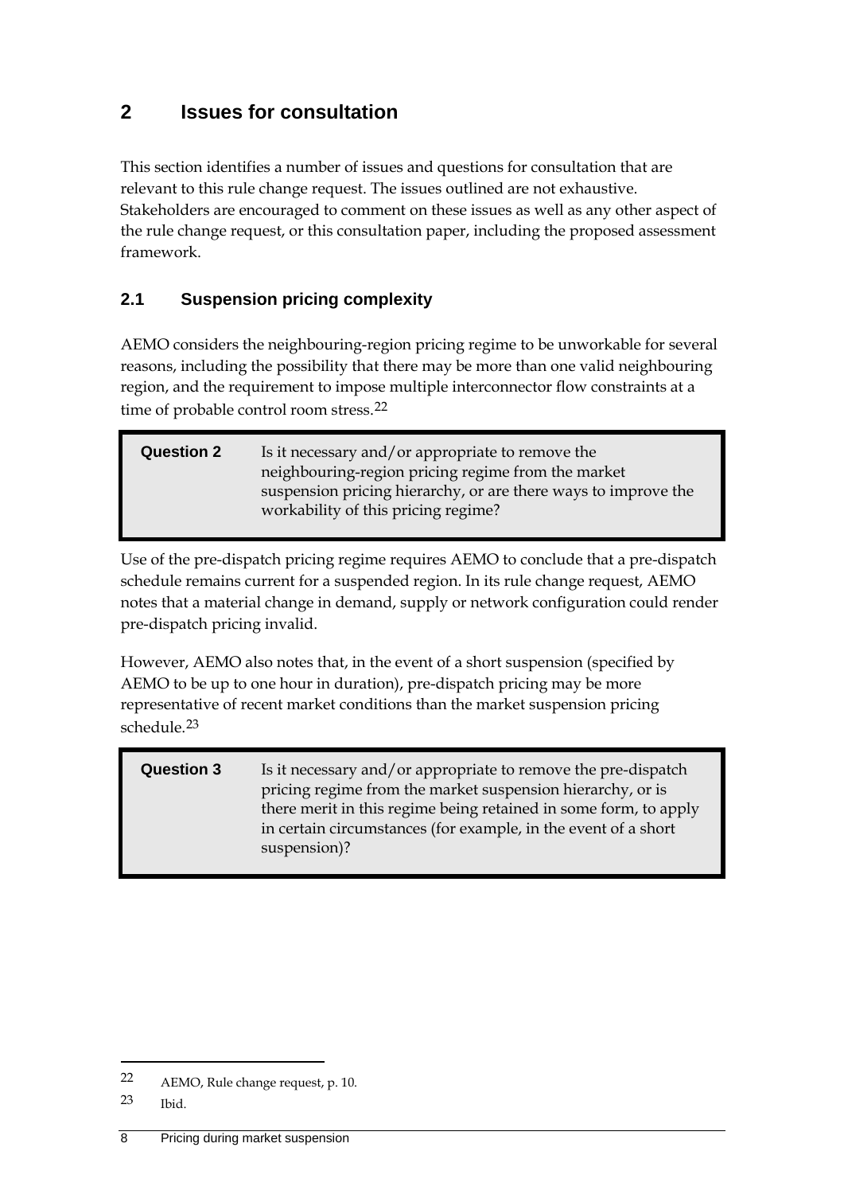# 2 Issues for consultation

This section identifies a number of issues and questions for consultation that are relevant to this rule change request. The issues outlined are not exhaustive. Stakeholders are encouraged to comment on these issues as well as any other aspect of the rule change request, or this consultation paper, including the proposed assessment framework.

## 2.1 Suspension pricing complexity

AEMO considers the neighbouring-region pricing regime to be unworkable for several reasons, including the possibility that there may be more than one valid neighbouring region, and the requirement to impose multiple interconnector flow constraints at a time of probable control room stress.[22]

| **Question 2** | Is it necessary and/or appropriate to remove the neighbouring-region pricing regime from the market suspension pricing hierarchy, or are there ways to improve the workability of this pricing regime? |
|---|---|

Use of the pre-dispatch pricing regime requires AEMO to conclude that a pre-dispatch schedule remains current for a suspended region. In its rule change request, AEMO notes that a material change in demand, supply or network configuration could render pre-dispatch pricing invalid.

However, AEMO also notes that, in the event of a short suspension (specified by AEMO to be up to one hour in duration), pre-dispatch pricing may be more representative of recent market conditions than the market suspension pricing schedule.[23]

| **Question 3** | Is it necessary and/or appropriate to remove the pre-dispatch pricing regime from the market suspension hierarchy, or is there merit in this regime being retained in some form, to apply in certain circumstances (for example, in the event of a short suspension)? |
|---|---|

---

22 AEMO, Rule change request, p. 10.

23 Ibid.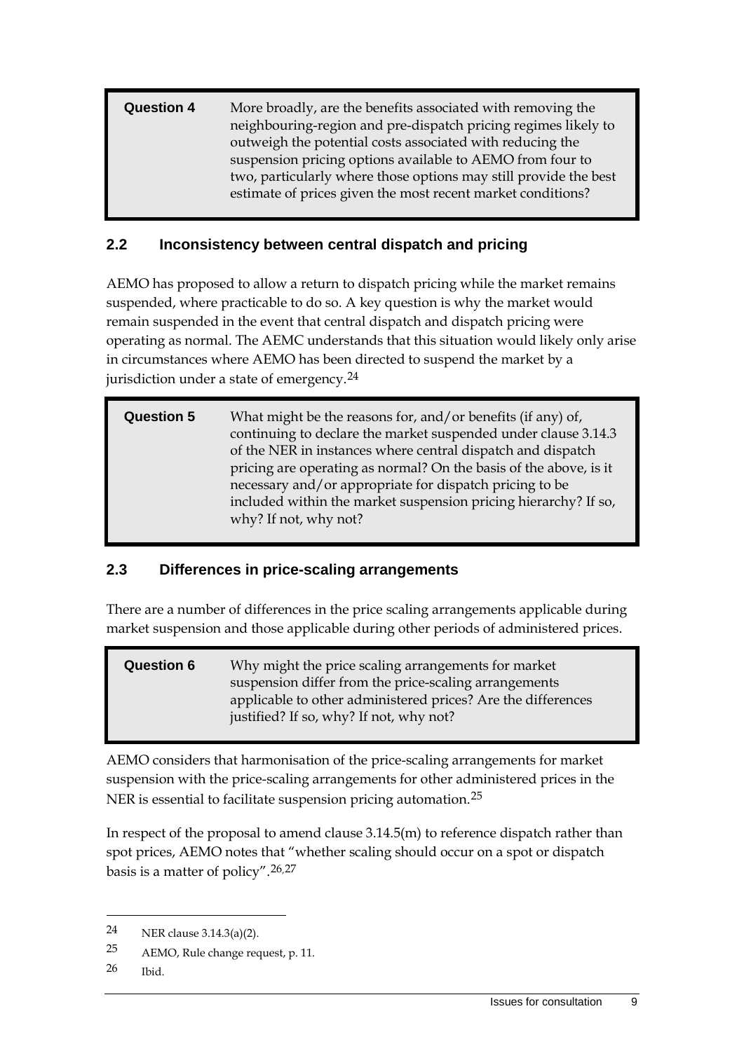| **Question 4** | More broadly, are the benefits associated with removing the neighbouring-region and pre-dispatch pricing regimes likely to outweigh the potential costs associated with reducing the suspension pricing options available to AEMO from four to two, particularly where those options may still provide the best estimate of prices given the most recent market conditions? |
|---|---|

## 2.2 Inconsistency between central dispatch and pricing

AEMO has proposed to allow a return to dispatch pricing while the market remains suspended, where practicable to do so. A key question is why the market would remain suspended in the event that central dispatch and dispatch pricing were operating as normal. The AEMC understands that this situation would likely only arise in circumstances where AEMO has been directed to suspend the market by a jurisdiction under a state of emergency.[24]

| **Question 5** | What might be the reasons for, and/or benefits (if any) of, continuing to declare the market suspended under clause 3.14.3 of the NER in instances where central dispatch and dispatch pricing are operating as normal? On the basis of the above, is it necessary and/or appropriate for dispatch pricing to be included within the market suspension pricing hierarchy? If so, why? If not, why not? |
|---|---|

## 2.3 Differences in price-scaling arrangements

There are a number of differences in the price scaling arrangements applicable during market suspension and those applicable during other periods of administered prices.

| **Question 6** | Why might the price scaling arrangements for market suspension differ from the price-scaling arrangements applicable to other administered prices? Are the differences justified? If so, why? If not, why not? |
|---|---|

AEMO considers that harmonisation of the price-scaling arrangements for market suspension with the price-scaling arrangements for other administered prices in the NER is essential to facilitate suspension pricing automation.[25]

In respect of the proposal to amend clause 3.14.5(m) to reference dispatch rather than spot prices, AEMO notes that "whether scaling should occur on a spot or dispatch basis is a matter of policy".[26,27]

---

24 NER clause 3.14.3(a)(2).

25 AEMO, Rule change request, p. 11.

26 Ibid.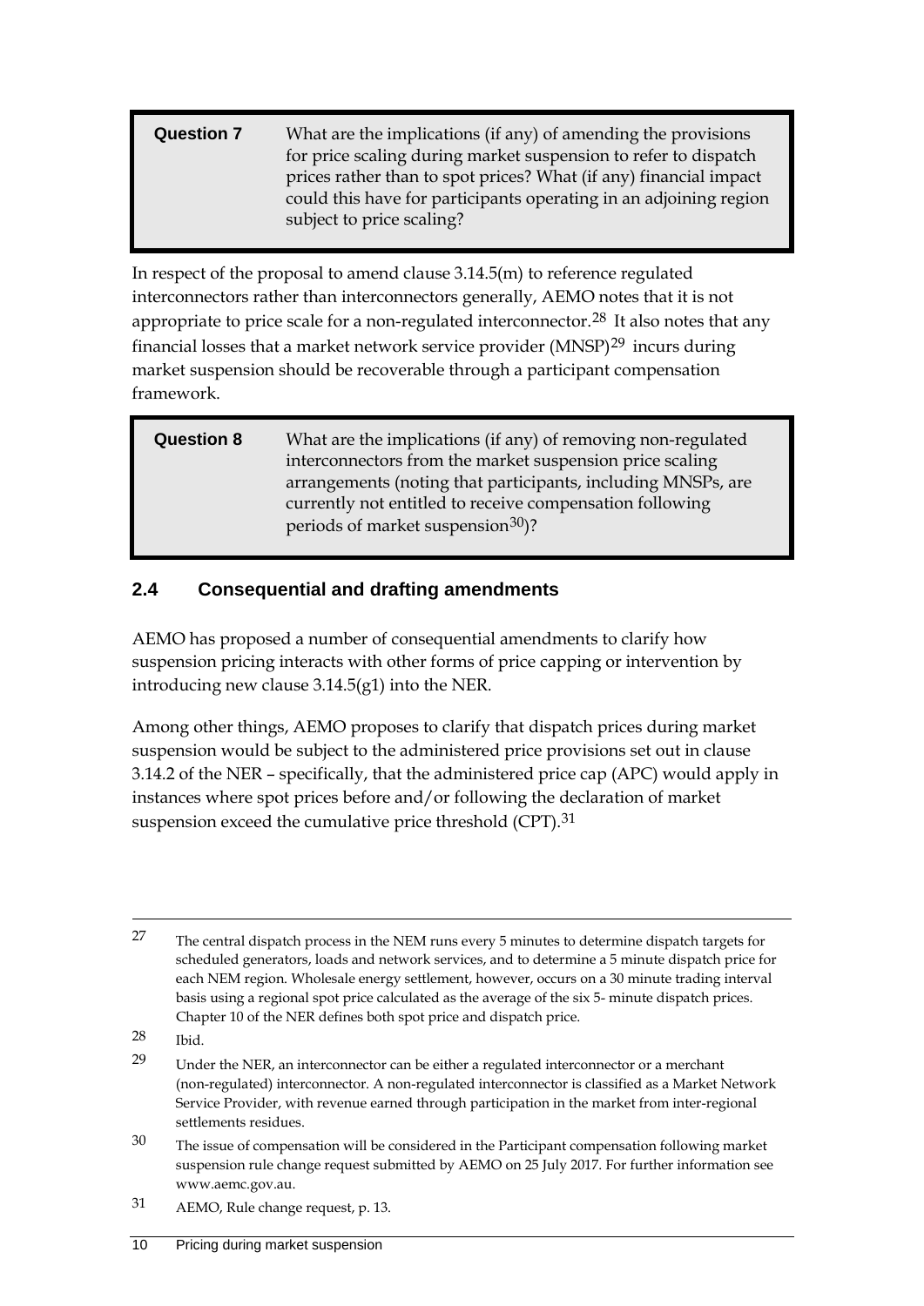> **Question 7** What are the implications (if any) of amending the provisions for price scaling during market suspension to refer to dispatch prices rather than to spot prices? What (if any) financial impact could this have for participants operating in an adjoining region subject to price scaling?

In respect of the proposal to amend clause 3.14.5(m) to reference regulated interconnectors rather than interconnectors generally, AEMO notes that it is not appropriate to price scale for a non-regulated interconnector.[28] It also notes that any financial losses that a market network service provider (MNSP)[29] incurs during market suspension should be recoverable through a participant compensation framework.

> **Question 8** What are the implications (if any) of removing non-regulated interconnectors from the market suspension price scaling arrangements (noting that participants, including MNSPs, are currently not entitled to receive compensation following periods of market suspension[30])?

## 2.4 Consequential and drafting amendments

AEMO has proposed a number of consequential amendments to clarify how suspension pricing interacts with other forms of price capping or intervention by introducing new clause 3.14.5(g1) into the NER.

Among other things, AEMO proposes to clarify that dispatch prices during market suspension would be subject to the administered price provisions set out in clause 3.14.2 of the NER – specifically, that the administered price cap (APC) would apply in instances where spot prices before and/or following the declaration of market suspension exceed the cumulative price threshold (CPT).[31]

---

27 The central dispatch process in the NEM runs every 5 minutes to determine dispatch targets for scheduled generators, loads and network services, and to determine a 5 minute dispatch price for each NEM region. Wholesale energy settlement, however, occurs on a 30 minute trading interval basis using a regional spot price calculated as the average of the six 5- minute dispatch prices. Chapter 10 of the NER defines both spot price and dispatch price.

28 Ibid.

29 Under the NER, an interconnector can be either a regulated interconnector or a merchant (non-regulated) interconnector. A non-regulated interconnector is classified as a Market Network Service Provider, with revenue earned through participation in the market from inter-regional settlements residues.

30 The issue of compensation will be considered in the Participant compensation following market suspension rule change request submitted by AEMO on 25 July 2017. For further information see www.aemc.gov.au.

31 AEMO, Rule change request, p. 13.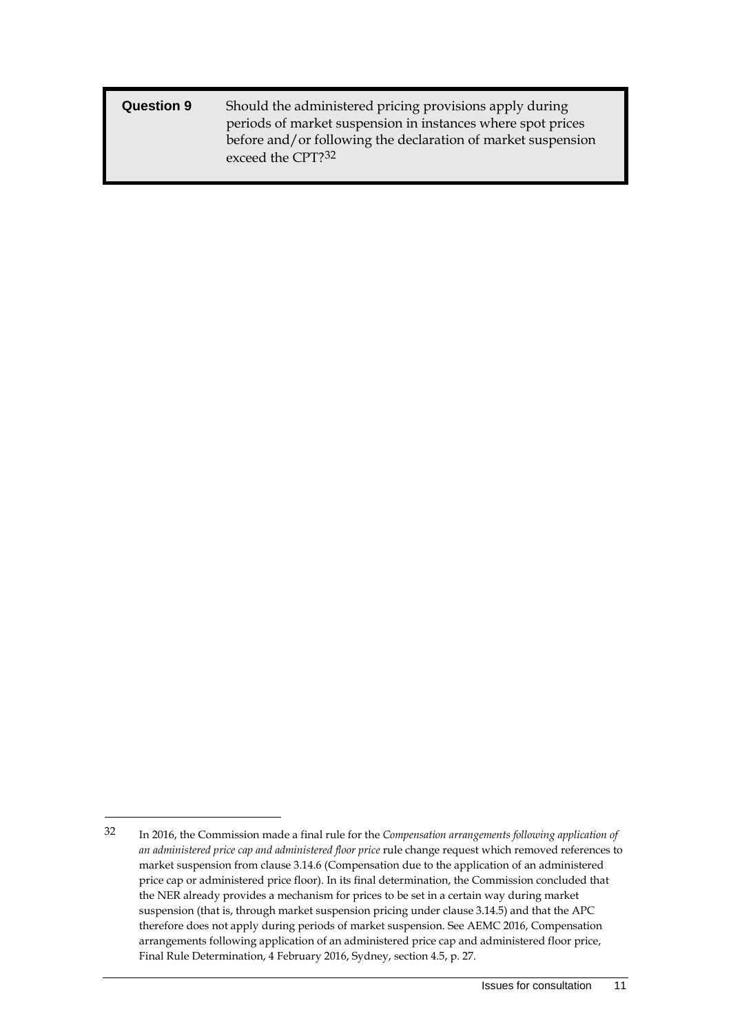> **Question 9** Should the administered pricing provisions apply during periods of market suspension in instances where spot prices before and/or following the declaration of market suspension exceed the CPT?[32]

[32] In 2016, the Commission made a final rule for the *Compensation arrangements following application of an administered price cap and administered floor price* rule change request which removed references to market suspension from clause 3.14.6 (Compensation due to the application of an administered price cap or administered price floor). In its final determination, the Commission concluded that the NER already provides a mechanism for prices to be set in a certain way during market suspension (that is, through market suspension pricing under clause 3.14.5) and that the APC therefore does not apply during periods of market suspension. See AEMC 2016, Compensation arrangements following application of an administered price cap and administered floor price, Final Rule Determination, 4 February 2016, Sydney, section 4.5, p. 27.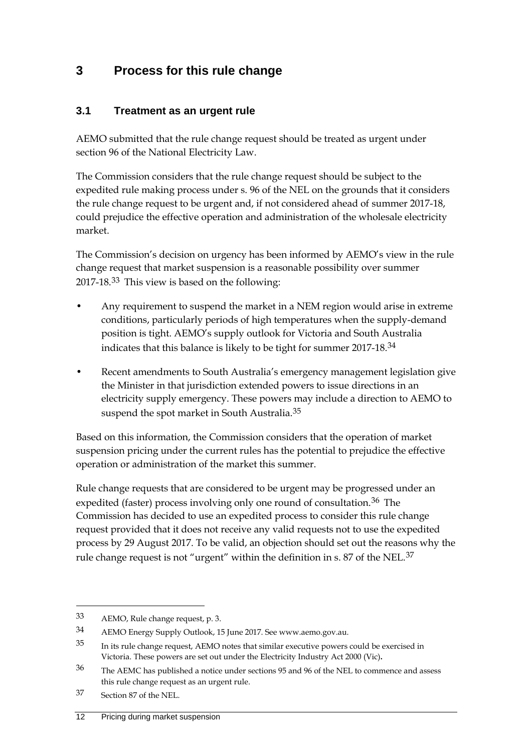# 3 Process for this rule change

## 3.1 Treatment as an urgent rule

AEMO submitted that the rule change request should be treated as urgent under section 96 of the National Electricity Law.

The Commission considers that the rule change request should be subject to the expedited rule making process under s. 96 of the NEL on the grounds that it considers the rule change request to be urgent and, if not considered ahead of summer 2017-18, could prejudice the effective operation and administration of the wholesale electricity market.

The Commission's decision on urgency has been informed by AEMO's view in the rule change request that market suspension is a reasonable possibility over summer 2017-18.[33] This view is based on the following:

- Any requirement to suspend the market in a NEM region would arise in extreme conditions, particularly periods of high temperatures when the supply-demand position is tight. AEMO's supply outlook for Victoria and South Australia indicates that this balance is likely to be tight for summer 2017-18.[34]
- Recent amendments to South Australia's emergency management legislation give the Minister in that jurisdiction extended powers to issue directions in an electricity supply emergency. These powers may include a direction to AEMO to suspend the spot market in South Australia.[35]

Based on this information, the Commission considers that the operation of market suspension pricing under the current rules has the potential to prejudice the effective operation or administration of the market this summer.

Rule change requests that are considered to be urgent may be progressed under an expedited (faster) process involving only one round of consultation.[36] The Commission has decided to use an expedited process to consider this rule change request provided that it does not receive any valid requests not to use the expedited process by 29 August 2017. To be valid, an objection should set out the reasons why the rule change request is not "urgent" within the definition in s. 87 of the NEL.[37]

---

33 AEMO, Rule change request, p. 3.

34 AEMO Energy Supply Outlook, 15 June 2017. See www.aemo.gov.au.

35 In its rule change request, AEMO notes that similar executive powers could be exercised in Victoria. These powers are set out under the Electricity Industry Act 2000 (Vic).

36 The AEMC has published a notice under sections 95 and 96 of the NEL to commence and assess this rule change request as an urgent rule.

37 Section 87 of the NEL.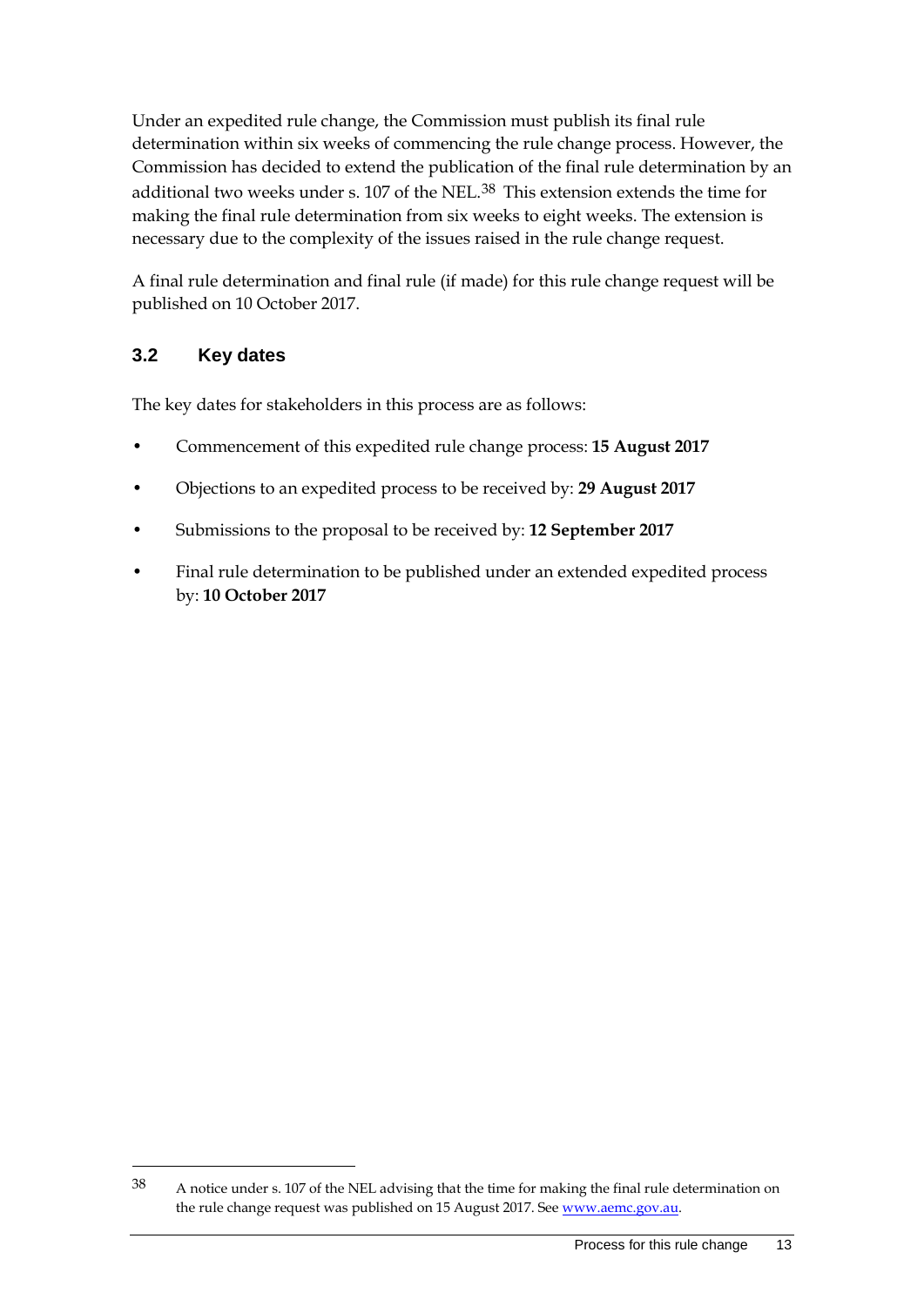Under an expedited rule change, the Commission must publish its final rule determination within six weeks of commencing the rule change process. However, the Commission has decided to extend the publication of the final rule determination by an additional two weeks under s. 107 of the NEL.[38] This extension extends the time for making the final rule determination from six weeks to eight weeks. The extension is necessary due to the complexity of the issues raised in the rule change request.

A final rule determination and final rule (if made) for this rule change request will be published on 10 October 2017.

## 3.2 Key dates

The key dates for stakeholders in this process are as follows:

- Commencement of this expedited rule change process: **15 August 2017**
- Objections to an expedited process to be received by: **29 August 2017**
- Submissions to the proposal to be received by: **12 September 2017**
- Final rule determination to be published under an extended expedited process by: **10 October 2017**

---

38 A notice under s. 107 of the NEL advising that the time for making the final rule determination on the rule change request was published on 15 August 2017. See www.aemc.gov.au.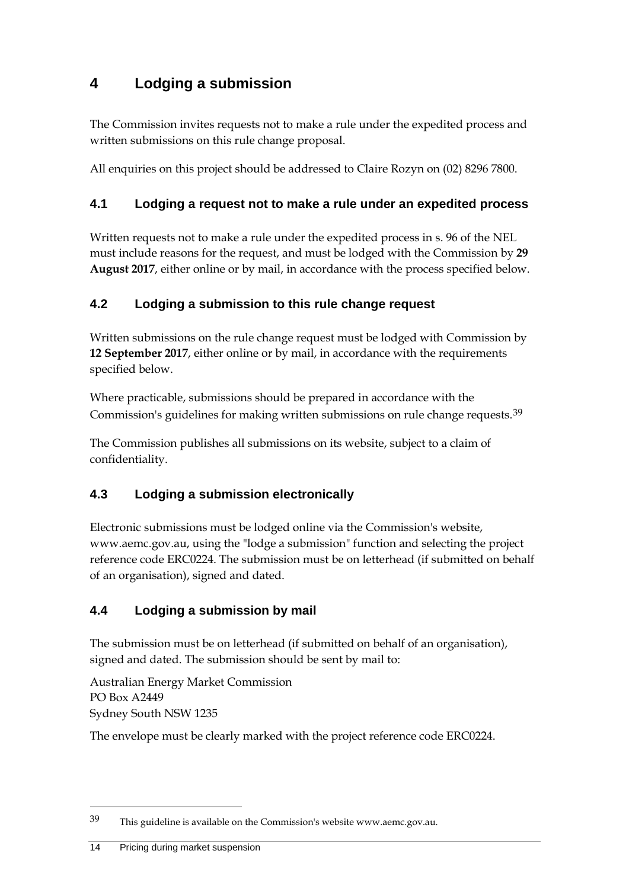# 4 Lodging a submission

The Commission invites requests not to make a rule under the expedited process and written submissions on this rule change proposal.

All enquiries on this project should be addressed to Claire Rozyn on (02) 8296 7800.

## 4.1 Lodging a request not to make a rule under an expedited process

Written requests not to make a rule under the expedited process in s. 96 of the NEL must include reasons for the request, and must be lodged with the Commission by **29 August 2017**, either online or by mail, in accordance with the process specified below.

## 4.2 Lodging a submission to this rule change request

Written submissions on the rule change request must be lodged with Commission by **12 September 2017**, either online or by mail, in accordance with the requirements specified below.

Where practicable, submissions should be prepared in accordance with the Commission's guidelines for making written submissions on rule change requests.[39]

The Commission publishes all submissions on its website, subject to a claim of confidentiality.

## 4.3 Lodging a submission electronically

Electronic submissions must be lodged online via the Commission's website, www.aemc.gov.au, using the "lodge a submission" function and selecting the project reference code ERC0224. The submission must be on letterhead (if submitted on behalf of an organisation), signed and dated.

## 4.4 Lodging a submission by mail

The submission must be on letterhead (if submitted on behalf of an organisation), signed and dated. The submission should be sent by mail to:

Australian Energy Market Commission
PO Box A2449
Sydney South NSW 1235

The envelope must be clearly marked with the project reference code ERC0224.

---

[39] This guideline is available on the Commission's website www.aemc.gov.au.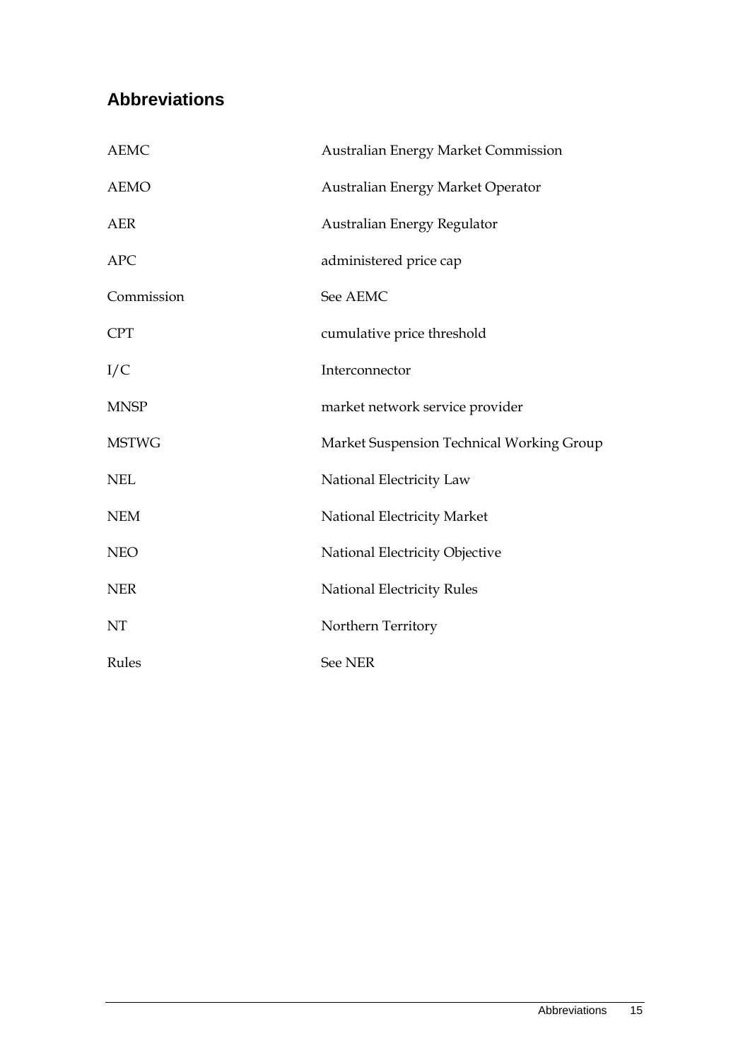## Abbreviations

| | |
|---|---|
| AEMC | Australian Energy Market Commission |
| AEMO | Australian Energy Market Operator |
| AER | Australian Energy Regulator |
| APC | administered price cap |
| Commission | See AEMC |
| CPT | cumulative price threshold |
| I/C | Interconnector |
| MNSP | market network service provider |
| MSTWG | Market Suspension Technical Working Group |
| NEL | National Electricity Law |
| NEM | National Electricity Market |
| NEO | National Electricity Objective |
| NER | National Electricity Rules |
| NT | Northern Territory |
| Rules | See NER |